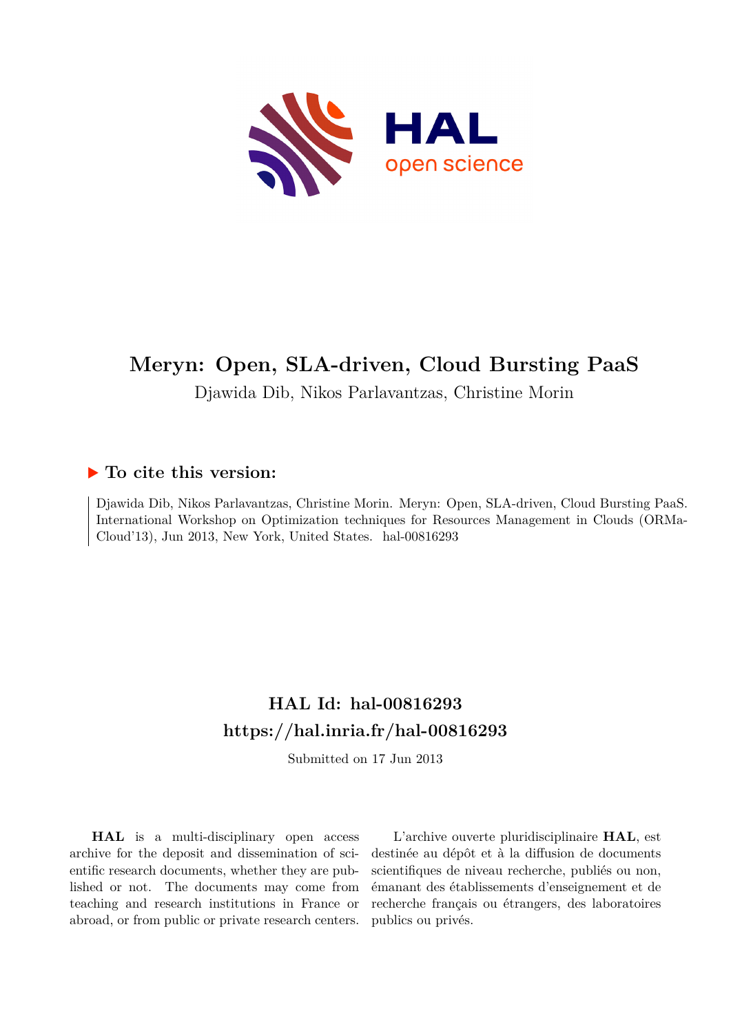# Meryn: Open, SLA-driven, Cloud Bursting PaaS

Djawida Dib, Nikos Parlavantzas, Christine Morin

## ▶ To cite this version:

Djawida Dib, Nikos Parlavantzas, Christine Morin. Meryn: Open, SLA-driven, Cloud Bursting PaaS. International Workshop on Optimization techniques for Resources Management in Clouds (ORMaCloud'13), Jun 2013, New York, United States. hal-00816293

## HAL Id: hal-00816293
## https://hal.inria.fr/hal-00816293

Submitted on 17 Jun 2013

**HAL** is a multi-disciplinary open access archive for the deposit and dissemination of scientific research documents, whether they are published or not. The documents may come from teaching and research institutions in France or abroad, or from public or private research centers.

L'archive ouverte pluridisciplinaire **HAL**, est destinée au dépôt et à la diffusion de documents scientifiques de niveau recherche, publiés ou non, émanant des établissements d'enseignement et de recherche français ou étrangers, des laboratoires publics ou privés.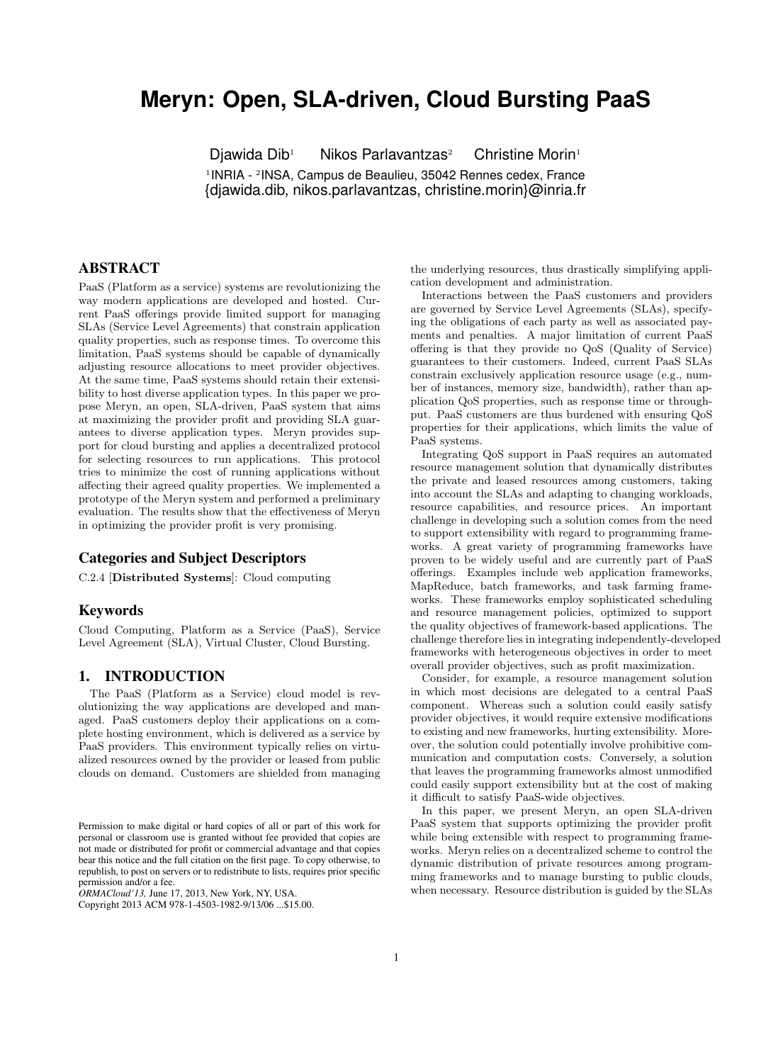# Meryn: Open, SLA-driven, Cloud Bursting PaaS

Djawida Dib[1] Nikos Parlavantzas[2] Christine Morin[1]

[1]INRIA - [2]INSA, Campus de Beaulieu, 35042 Rennes cedex, France
{djawida.dib, nikos.parlavantzas, christine.morin}@inria.fr

## ABSTRACT

PaaS (Platform as a service) systems are revolutionizing the way modern applications are developed and hosted. Current PaaS offerings provide limited support for managing SLAs (Service Level Agreements) that constrain application quality properties, such as response times. To overcome this limitation, PaaS systems should be capable of dynamically adjusting resource allocations to meet provider objectives. At the same time, PaaS systems should retain their extensibility to host diverse application types. In this paper we propose Meryn, an open, SLA-driven, PaaS system that aims at maximizing the provider profit and providing SLA guarantees to diverse application types. Meryn provides support for cloud bursting and applies a decentralized protocol for selecting resources to run applications. This protocol tries to minimize the cost of running applications without affecting their agreed quality properties. We implemented a prototype of the Meryn system and performed a preliminary evaluation. The results show that the effectiveness of Meryn in optimizing the provider profit is very promising.

### Categories and Subject Descriptors

C.2.4 [**Distributed Systems**]: Cloud computing

### Keywords

Cloud Computing, Platform as a Service (PaaS), Service Level Agreement (SLA), Virtual Cluster, Cloud Bursting.

## 1. INTRODUCTION

The PaaS (Platform as a Service) cloud model is revolutionizing the way applications are developed and managed. PaaS customers deploy their applications on a complete hosting environment, which is delivered as a service by PaaS providers. This environment typically relies on virtualized resources owned by the provider or leased from public clouds on demand. Customers are shielded from managing the underlying resources, thus drastically simplifying application development and administration.

Interactions between the PaaS customers and providers are governed by Service Level Agreements (SLAs), specifying the obligations of each party as well as associated payments and penalties. A major limitation of current PaaS offering is that they provide no QoS (Quality of Service) guarantees to their customers. Indeed, current PaaS SLAs constrain exclusively application resource usage (e.g., number of instances, memory size, bandwidth), rather than application QoS properties, such as response time or throughput. PaaS customers are thus burdened with ensuring QoS properties for their applications, which limits the value of PaaS systems.

Integrating QoS support in PaaS requires an automated resource management solution that dynamically distributes the private and leased resources among customers, taking into account the SLAs and adapting to changing workloads, resource capabilities, and resource prices. An important challenge in developing such a solution comes from the need to support extensibility with regard to programming frameworks. A great variety of programming frameworks have proven to be widely useful and are currently part of PaaS offerings. Examples include web application frameworks, MapReduce, batch frameworks, and task farming frameworks. These frameworks employ sophisticated scheduling and resource management policies, optimized to support the quality objectives of framework-based applications. The challenge therefore lies in integrating independently-developed frameworks with heterogeneous objectives in order to meet overall provider objectives, such as profit maximization.

Consider, for example, a resource management solution in which most decisions are delegated to a central PaaS component. Whereas such a solution could easily satisfy provider objectives, it would require extensive modifications to existing and new frameworks, hurting extensibility. Moreover, the solution could potentially involve prohibitive communication and computation costs. Conversely, a solution that leaves the programming frameworks almost unmodified could easily support extensibility but at the cost of making it difficult to satisfy PaaS-wide objectives.

In this paper, we present Meryn, an open SLA-driven PaaS system that supports optimizing the provider profit while being extensible with respect to programming frameworks. Meryn relies on a decentralized scheme to control the dynamic distribution of private resources among programming frameworks and to manage bursting to public clouds, when necessary. Resource distribution is guided by the SLAs

Permission to make digital or hard copies of all or part of this work for personal or classroom use is granted without fee provided that copies are not made or distributed for profit or commercial advantage and that copies bear this notice and the full citation on the first page. To copy otherwise, to republish, to post on servers or to redistribute to lists, requires prior specific permission and/or a fee.
*ORMACloud'13,* June 17, 2013, New York, NY, USA.
Copyright 2013 ACM 978-1-4503-1982-9/13/06 ...$15.00.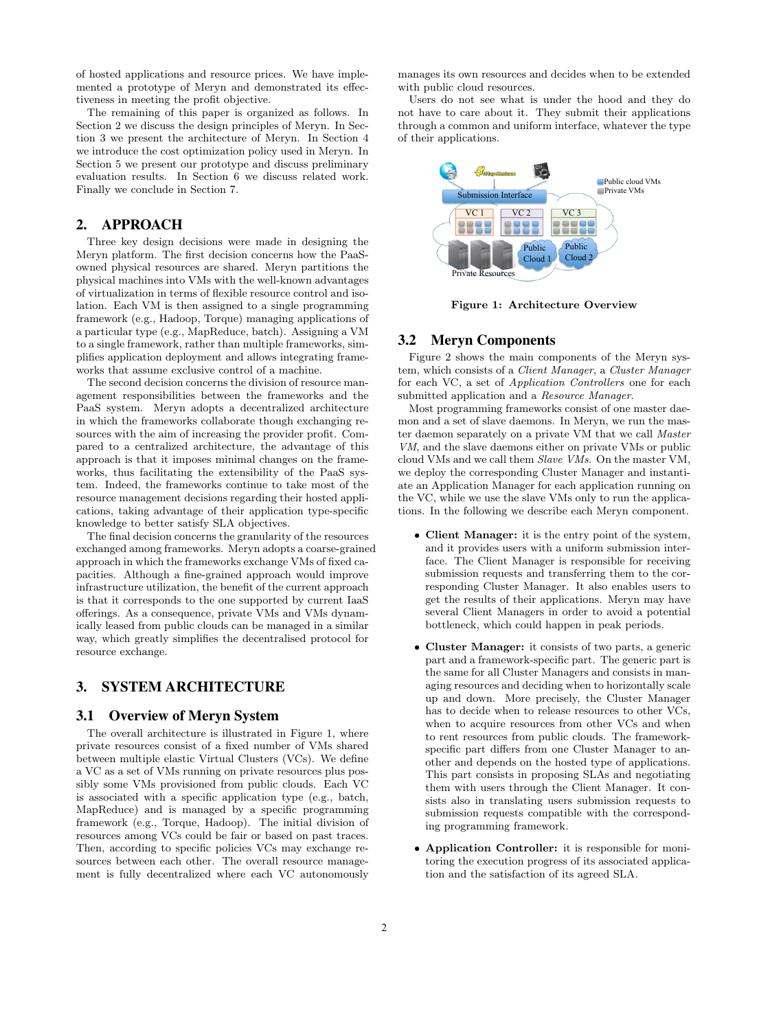of hosted applications and resource prices. We have implemented a prototype of Meryn and demonstrated its effectiveness in meeting the profit objective.

The remaining of this paper is organized as follows. In Section 2 we discuss the design principles of Meryn. In Section 3 we present the architecture of Meryn. In Section 4 we introduce the cost optimization policy used in Meryn. In Section 5 we present our prototype and discuss preliminary evaluation results. In Section 6 we discuss related work. Finally we conclude in Section 7.

## 2. APPROACH

Three key design decisions were made in designing the Meryn platform. The first decision concerns how the PaaS-owned physical resources are shared. Meryn partitions the physical machines into VMs with the well-known advantages of virtualization in terms of flexible resource control and isolation. Each VM is then assigned to a single programming framework (e.g., Hadoop, Torque) managing applications of a particular type (e.g., MapReduce, batch). Assigning a VM to a single framework, rather than multiple frameworks, simplifies application deployment and allows integrating frameworks that assume exclusive control of a machine.

The second decision concerns the division of resource management responsibilities between the frameworks and the PaaS system. Meryn adopts a decentralized architecture in which the frameworks collaborate though exchanging resources with the aim of increasing the provider profit. Compared to a centralized architecture, the advantage of this approach is that it imposes minimal changes on the frameworks, thus facilitating the extensibility of the PaaS system. Indeed, the frameworks continue to take most of the resource management decisions regarding their hosted applications, taking advantage of their application type-specific knowledge to better satisfy SLA objectives.

The final decision concerns the granularity of the resources exchanged among frameworks. Meryn adopts a coarse-grained approach in which the frameworks exchange VMs of fixed capacities. Although a fine-grained approach would improve infrastructure utilization, the benefit of the current approach is that it corresponds to the one supported by current IaaS offerings. As a consequence, private VMs and VMs dynamically leased from public clouds can be managed in a similar way, which greatly simplifies the decentralised protocol for resource exchange.

## 3. SYSTEM ARCHITECTURE

### 3.1 Overview of Meryn System

The overall architecture is illustrated in Figure 1, where private resources consist of a fixed number of VMs shared between multiple elastic Virtual Clusters (VCs). We define a VC as a set of VMs running on private resources plus possibly some VMs provisioned from public clouds. Each VC is associated with a specific application type (e.g., batch, MapReduce) and is managed by a specific programming framework (e.g., Torque, Hadoop). The initial division of resources among VCs could be fair or based on past traces. Then, according to specific policies VCs may exchange resources between each other. The overall resource management is fully decentralized where each VC autonomously manages its own resources and decides when to be extended with public cloud resources.

Users do not see what is under the hood and they do not have to care about it. They submit their applications through a common and uniform interface, whatever the type of their applications.

**Figure 1: Architecture Overview**

### 3.2 Meryn Components

Figure 2 shows the main components of the Meryn system, which consists of a *Client Manager*, a *Cluster Manager* for each VC, a set of *Application Controllers* one for each submitted application and a *Resource Manager*.

Most programming frameworks consist of one master daemon and a set of slave daemons. In Meryn, we run the master daemon separately on a private VM that we call *Master VM*, and the slave daemons either on private VMs or public cloud VMs and we call them *Slave VMs*. On the master VM, we deploy the corresponding Cluster Manager and instantiate an Application Manager for each application running on the VC, while we use the slave VMs only to run the applications. In the following we describe each Meryn component.

- **Client Manager:** it is the entry point of the system, and it provides users with a uniform submission interface. The Client Manager is responsible for receiving submission requests and transferring them to the corresponding Cluster Manager. It also enables users to get the results of their applications. Meryn may have several Client Managers in order to avoid a potential bottleneck, which could happen in peak periods.

- **Cluster Manager:** it consists of two parts, a generic part and a framework-specific part. The generic part is the same for all Cluster Managers and consists in managing resources and deciding when to horizontally scale up and down. More precisely, the Cluster Manager has to decide when to release resources to other VCs, when to acquire resources from other VCs and when to rent resources from public clouds. The framework-specific part differs from one Cluster Manager to another and depends on the hosted type of applications. This part consists in proposing SLAs and negotiating them with users through the Client Manager. It consists also in translating users submission requests to submission requests compatible with the corresponding programming framework.

- **Application Controller:** it is responsible for monitoring the execution progress of its associated application and the satisfaction of its agreed SLA.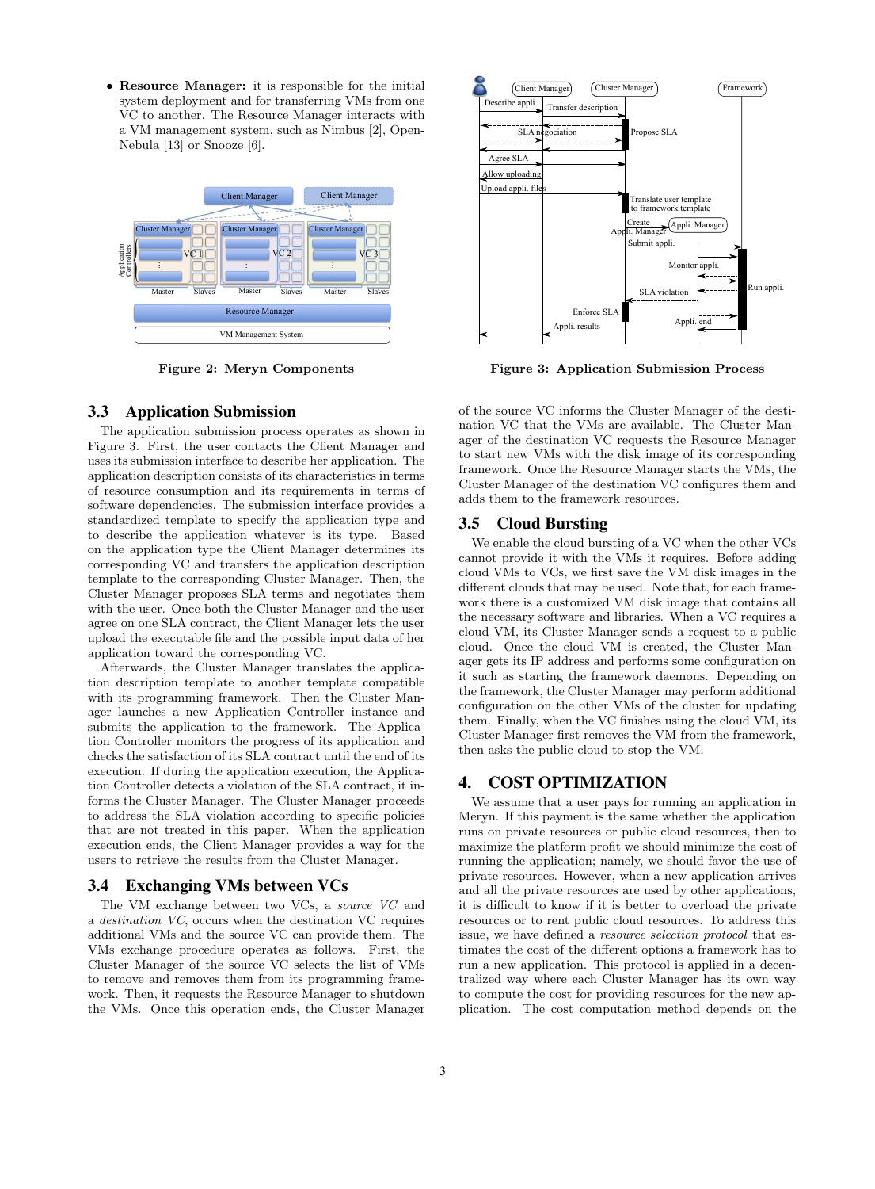- **Resource Manager:** it is responsible for the initial system deployment and for transferring VMs from one VC to another. The Resource Manager interacts with a VM management system, such as Nimbus [2], OpenNebula [13] or Snooze [6].

Client Manager
Client Manager
Cluster Manager
Cluster Manager
Cluster Manager
Application Controllers
VC 1
VC 2
VC 3
Master
Slaves
Master
Slaves
Master
Slaves
Resource Manager
VM Management System

**Figure 2: Meryn Components**

Client Manager
Cluster Manager
Framework
Describe appli.
Transfer description
SLA negociation
Propose SLA
Agree SLA
Allow uploading
Upload appli. files
Translate user template to framework template
Create Appli. Manager
Appli. Manager
Submit appli.
Monitor appli.
Run appli.
SLA violation
Enforce SLA
Appli. results
Appli. end

**Figure 3: Application Submission Process**

## 3.3 Application Submission

The application submission process operates as shown in Figure 3. First, the user contacts the Client Manager and uses its submission interface to describe her application. The application description consists of its characteristics in terms of resource consumption and its requirements in terms of software dependencies. The submission interface provides a standardized template to specify the application type and to describe the application whatever is its type. Based on the application type the Client Manager determines its corresponding VC and transfers the application description template to the corresponding Cluster Manager. Then, the Cluster Manager proposes SLA terms and negotiates them with the user. Once both the Cluster Manager and the user agree on one SLA contract, the Client Manager lets the user upload the executable file and the possible input data of her application toward the corresponding VC.

Afterwards, the Cluster Manager translates the application description template to another template compatible with its programming framework. Then the Cluster Manager launches a new Application Controller instance and submits the application to the framework. The Application Controller monitors the progress of its application and checks the satisfaction of its SLA contract until the end of its execution. If during the application execution, the Application Controller detects a violation of the SLA contract, it informs the Cluster Manager. The Cluster Manager proceeds to address the SLA violation according to specific policies that are not treated in this paper. When the application execution ends, the Client Manager provides a way for the users to retrieve the results from the Cluster Manager.

## 3.4 Exchanging VMs between VCs

The VM exchange between two VCs, a *source VC* and a *destination VC*, occurs when the destination VC requires additional VMs and the source VC can provide them. The VMs exchange procedure operates as follows. First, the Cluster Manager of the source VC selects the list of VMs to remove and removes them from its programming framework. Then, it requests the Resource Manager to shutdown the VMs. Once this operation ends, the Cluster Manager of the source VC informs the Cluster Manager of the destination VC that the VMs are available. The Cluster Manager of the destination VC requests the Resource Manager to start new VMs with the disk image of its corresponding framework. Once the Resource Manager starts the VMs, the Cluster Manager of the destination VC configures them and adds them to the framework resources.

## 3.5 Cloud Bursting

We enable the cloud bursting of a VC when the other VCs cannot provide it with the VMs it requires. Before adding cloud VMs to VCs, we first save the VM disk images in the different clouds that may be used. Note that, for each framework there is a customized VM disk image that contains all the necessary software and libraries. When a VC requires a cloud VM, its Cluster Manager sends a request to a public cloud. Once the cloud VM is created, the Cluster Manager gets its IP address and performs some configuration on it such as starting the framework daemons. Depending on the framework, the Cluster Manager may perform additional configuration on the other VMs of the cluster for updating them. Finally, when the VC finishes using the cloud VM, its Cluster Manager first removes the VM from the framework, then asks the public cloud to stop the VM.

# 4. COST OPTIMIZATION

We assume that a user pays for running an application in Meryn. If this payment is the same whether the application runs on private resources or public cloud resources, then to maximize the platform profit we should minimize the cost of running the application; namely, we should favor the use of private resources. However, when a new application arrives and all the private resources are used by other applications, it is difficult to know if it is better to overload the private resources or to rent public cloud resources. To address this issue, we have defined a *resource selection protocol* that estimates the cost of the different options a framework has to run a new application. This protocol is applied in a decentralized way where each Cluster Manager has its own way to compute the cost for providing resources for the new application. The cost computation method depends on the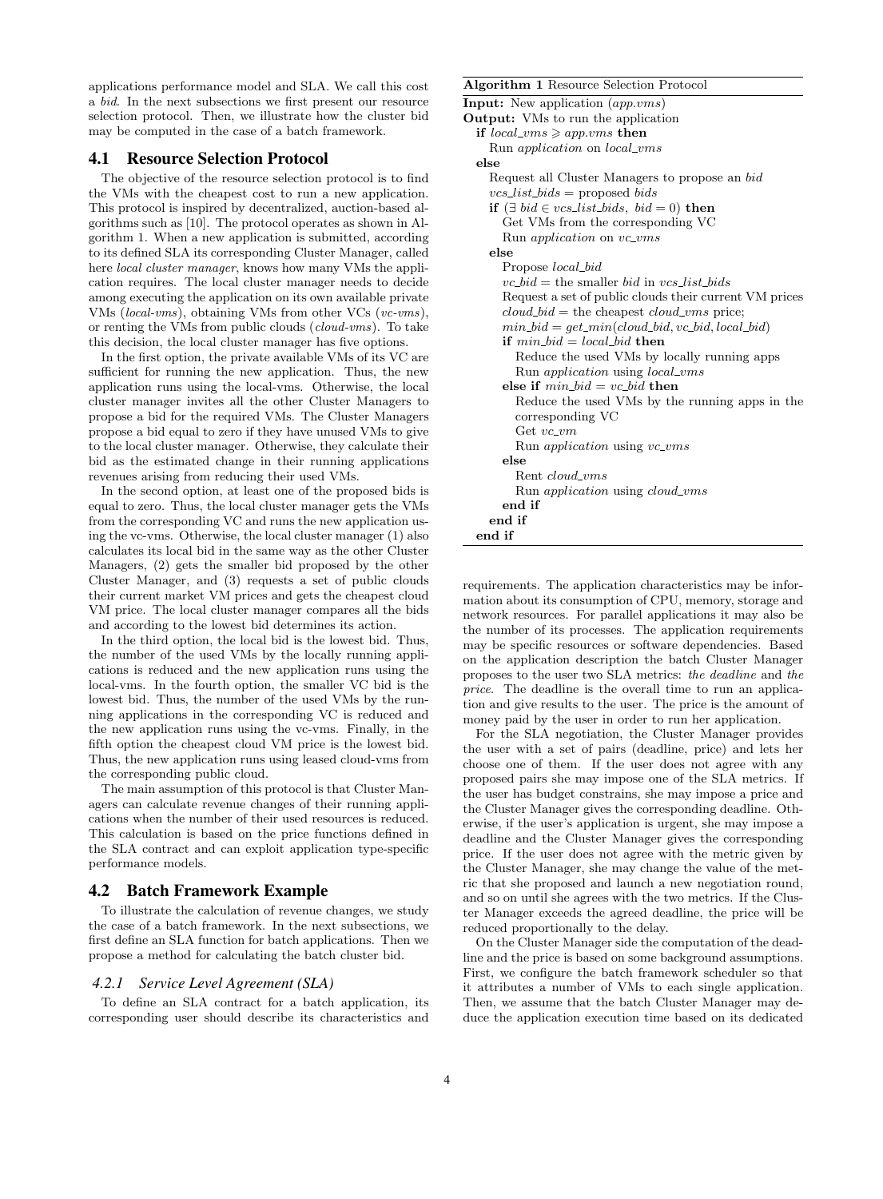applications performance model and SLA. We call this cost a *bid*. In the next subsections we first present our resource selection protocol. Then, we illustrate how the cluster bid may be computed in the case of a batch framework.

## 4.1 Resource Selection Protocol

The objective of the resource selection protocol is to find the VMs with the cheapest cost to run a new application. This protocol is inspired by decentralized, auction-based algorithms such as [10]. The protocol operates as shown in Algorithm 1. When a new application is submitted, according to its defined SLA its corresponding Cluster Manager, called here *local cluster manager*, knows how many VMs the application requires. The local cluster manager needs to decide among executing the application on its own available private VMs (*local-vms*), obtaining VMs from other VCs (*vc-vms*), or renting the VMs from public clouds (*cloud-vms*). To take this decision, the local cluster manager has five options.

In the first option, the private available VMs of its VC are sufficient for running the new application. Thus, the new application runs using the local-vms. Otherwise, the local cluster manager invites all the other Cluster Managers to propose a bid for the required VMs. The Cluster Managers propose a bid equal to zero if they have unused VMs to give to the local cluster manager. Otherwise, they calculate their bid as the estimated change in their running applications revenues arising from reducing their used VMs.

In the second option, at least one of the proposed bids is equal to zero. Thus, the local cluster manager gets the VMs from the corresponding VC and runs the new application using the vc-vms. Otherwise, the local cluster manager (1) also calculates its local bid in the same way as the other Cluster Managers, (2) gets the smaller bid proposed by the other Cluster Manager, and (3) requests a set of public clouds their current market VM prices and gets the cheapest cloud VM price. The local cluster manager compares all the bids and according to the lowest bid determines its action.

In the third option, the local bid is the lowest bid. Thus, the number of the used VMs by the locally running applications is reduced and the new application runs using the local-vms. In the fourth option, the smaller VC bid is the lowest bid. Thus, the number of the used VMs by the running applications in the corresponding VC is reduced and the new application runs using the vc-vms. Finally, in the fifth option the cheapest cloud VM price is the lowest bid. Thus, the new application runs using leased cloud-vms from the corresponding public cloud.

The main assumption of this protocol is that Cluster Managers can calculate revenue changes of their running applications when the number of their used resources is reduced. This calculation is based on the price functions defined in the SLA contract and can exploit application type-specific performance models.

## 4.2 Batch Framework Example

To illustrate the calculation of revenue changes, we study the case of a batch framework. In the next subsections, we first define an SLA function for batch applications. Then we propose a method for calculating the batch cluster bid.

### 4.2.1 Service Level Agreement (SLA)

To define an SLA contract for a batch application, its corresponding user should describe its characteristics and requirements. The application characteristics may be information about its consumption of CPU, memory, storage and network resources. For parallel applications it may also be the number of its processes. The application requirements may be specific resources or software dependencies. Based on the application description the batch Cluster Manager proposes to the user two SLA metrics: *the deadline* and *the price*. The deadline is the overall time to run an application and give results to the user. The price is the amount of money paid by the user in order to run her application.

For the SLA negotiation, the Cluster Manager provides the user with a set of pairs (deadline, price) and lets her choose one of them. If the user does not agree with any proposed pairs she may impose one of the SLA metrics. If the user has budget constrains, she may impose a price and the Cluster Manager gives the corresponding deadline. Otherwise, if the user's application is urgent, she may impose a deadline and the Cluster Manager gives the corresponding price. If the user does not agree with the metric given by the Cluster Manager, she may change the value of the metric that she proposed and launch a new negotiation round, and so on until she agrees with the two metrics. If the Cluster Manager exceeds the agreed deadline, the price will be reduced proportionally to the delay.

On the Cluster Manager side the computation of the deadline and the price is based on some background assumptions. First, we configure the batch framework scheduler so that it attributes a number of VMs to each single application. Then, we assume that the batch Cluster Manager may deduce the application execution time based on its dedicated

**Algorithm 1** Resource Selection Protocol

**Input:** New application (*app.vms*)
**Output:** VMs to run the application

```
if local_vms ⩾ app.vms then
  Run application on local_vms
else
  Request all Cluster Managers to propose an bid
  vcs_list_bids = proposed bids
  if (∃ bid ∈ vcs_list_bids, bid = 0) then
    Get VMs from the corresponding VC
    Run application on vc_vms
  else
    Propose local_bid
    vc_bid = the smaller bid in vcs_list_bids
    Request a set of public clouds their current VM prices
    cloud_bid = the cheapest cloud_vms price;
    min_bid = get_min(cloud_bid, vc_bid, local_bid)
    if min_bid = local_bid then
      Reduce the used VMs by locally running apps
      Run application using local_vms
    else if min_bid = vc_bid then
      Reduce the used VMs by the running apps in the
      corresponding VC
      Get vc_vm
      Run application using vc_vms
    else
      Rent cloud_vms
      Run application using cloud_vms
    end if
  end if
end if
```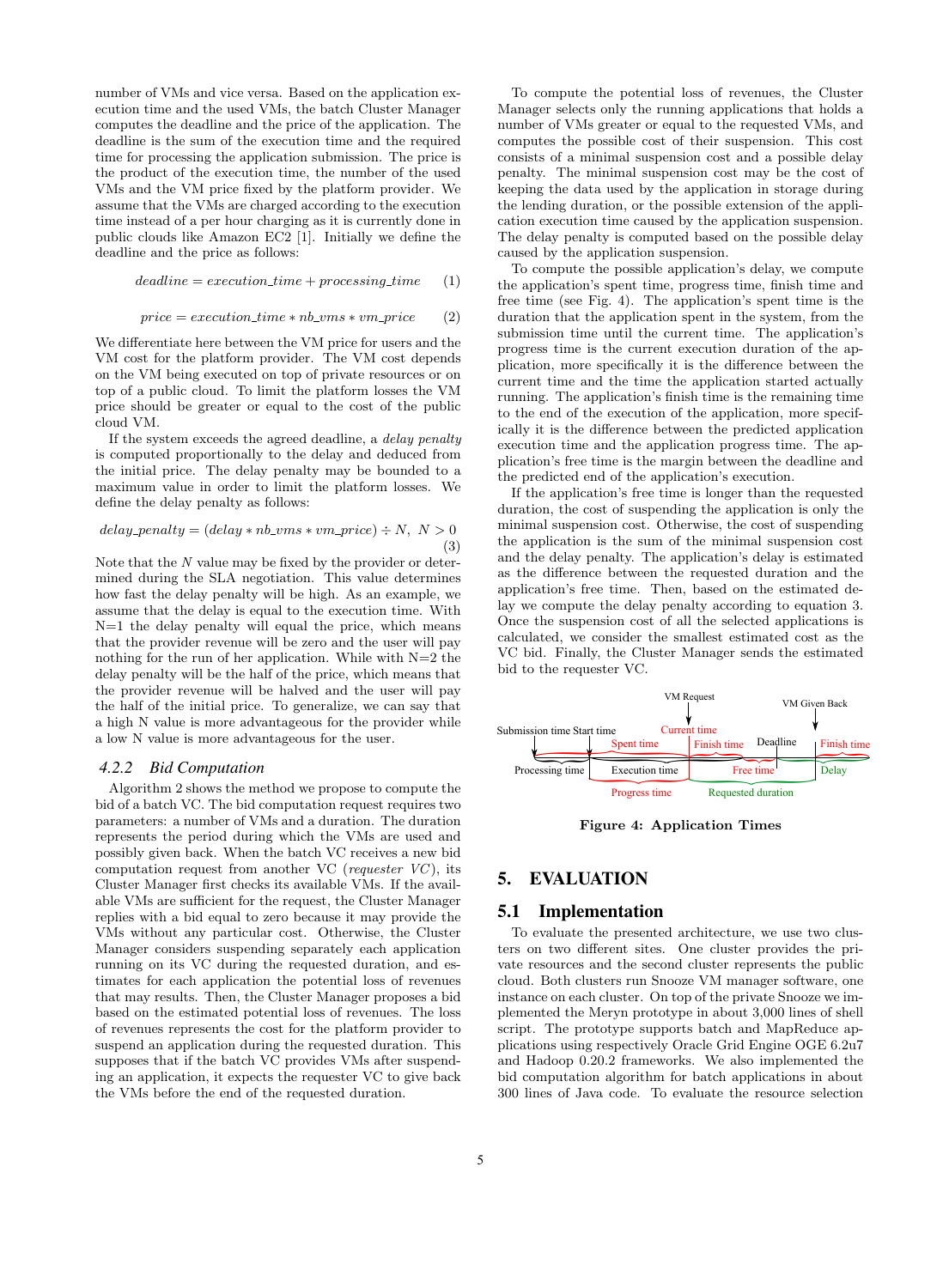number of VMs and vice versa. Based on the application execution time and the used VMs, the batch Cluster Manager computes the deadline and the price of the application. The deadline is the sum of the execution time and the required time for processing the application submission. The price is the product of the execution time, the number of the used VMs and the VM price fixed by the platform provider. We assume that the VMs are charged according to the execution time instead of a per hour charging as it is currently done in public clouds like Amazon EC2 [1]. Initially we define the deadline and the price as follows:

$$deadline = execution\_time + processing\_time \quad (1)$$

$$price = execution\_time * nb\_vms * vm\_price \quad (2)$$

We differentiate here between the VM price for users and the VM cost for the platform provider. The VM cost depends on the VM being executed on top of private resources or on top of a public cloud. To limit the platform losses the VM price should be greater or equal to the cost of the public cloud VM.

If the system exceeds the agreed deadline, a *delay penalty* is computed proportionally to the delay and deduced from the initial price. The delay penalty may be bounded to a maximum value in order to limit the platform losses. We define the delay penalty as follows:

$$delay\_penalty = (delay * nb\_vms * vm\_price) \div N, \;\; N > 0 \quad (3)$$

Note that the $N$ value may be fixed by the provider or determined during the SLA negotiation. This value determines how fast the delay penalty will be high. As an example, we assume that the delay is equal to the execution time. With N=1 the delay penalty will equal the price, which means that the provider revenue will be zero and the user will pay nothing for the run of her application. While with N=2 the delay penalty will be the half of the price, which means that the provider revenue will be halved and the user will pay the half of the initial price. To generalize, we can say that a high N value is more advantageous for the provider while a low N value is more advantageous for the user.

### 4.2.2 Bid Computation

Algorithm 2 shows the method we propose to compute the bid of a batch VC. The bid computation request requires two parameters: a number of VMs and a duration. The duration represents the period during which the VMs are used and possibly given back. When the batch VC receives a new bid computation request from another VC (*requester VC*), its Cluster Manager first checks its available VMs. If the available VMs are sufficient for the request, the Cluster Manager replies with a bid equal to zero because it may provide the VMs without any particular cost. Otherwise, the Cluster Manager considers suspending separately each application running on its VC during the requested duration, and estimates for each application the potential loss of revenues that may results. Then, the Cluster Manager proposes a bid based on the estimated potential loss of revenues. The loss of revenues represents the cost for the platform provider to suspend an application during the requested duration. This supposes that if the batch VC provides VMs after suspending an application, it expects the requester VC to give back the VMs before the end of the requested duration.

To compute the potential loss of revenues, the Cluster Manager selects only the running applications that holds a number of VMs greater or equal to the requested VMs, and computes the possible cost of their suspension. This cost consists of a minimal suspension cost and a possible delay penalty. The minimal suspension cost may be the cost of keeping the data used by the application in storage during the lending duration, or the possible extension of the application execution time caused by the application suspension. The delay penalty is computed based on the possible delay caused by the application suspension.

To compute the possible application's delay, we compute the application's spent time, progress time, finish time and free time (see Fig. 4). The application's spent time is the duration that the application spent in the system, from the submission time until the current time. The application's progress time is the current execution duration of the application, more specifically it is the difference between the current time and the time the application started actually running. The application's finish time is the remaining time to the end of the execution of the application, more specifically it is the difference between the predicted application execution time and the application progress time. The application's free time is the margin between the deadline and the predicted end of the application's execution.

If the application's free time is longer than the requested duration, the cost of suspending the application is only the minimal suspension cost. Otherwise, the cost of suspending the application is the sum of the minimal suspension cost and the delay penalty. The application's delay is estimated as the difference between the requested duration and the application's free time. Then, based on the estimated delay we compute the delay penalty according to equation 3. Once the suspension cost of all the selected applications is calculated, we consider the smallest estimated cost as the VC bid. Finally, the Cluster Manager sends the estimated bid to the requester VC.

VM Request
VM Given Back
Submission time
Start time
Current time
Spent time
Finish time
Deadline
Finish time
Processing time
Execution time
Free time
Delay
Progress time
Requested duration

**Figure 4: Application Times**

## 5. EVALUATION

### 5.1 Implementation

To evaluate the presented architecture, we use two clusters on two different sites. One cluster provides the private resources and the second cluster represents the public cloud. Both clusters run Snooze VM manager software, one instance on each cluster. On top of the private Snooze we implemented the Meryn prototype in about 3,000 lines of shell script. The prototype supports batch and MapReduce applications using respectively Oracle Grid Engine OGE 6.2u7 and Hadoop 0.20.2 frameworks. We also implemented the bid computation algorithm for batch applications in about 300 lines of Java code. To evaluate the resource selection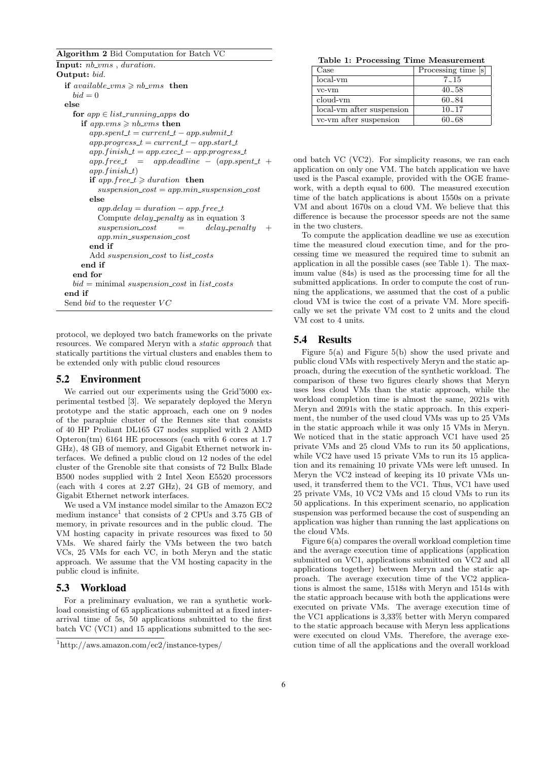**Algorithm 2** Bid Computation for Batch VC

**Input:** *nb_vms* , *duration*.
**Output:** *bid*.

```
if available_vms ⩾ nb_vms then
  bid = 0
else
  for app ∈ list_running_apps do
    if app.vms ⩾ nb_vms then
      app.spent_t = current_t − app.submit_t
      app.progress_t = current_t − app.start_t
      app.finish_t = app.exec_t − app.progress_t
      app.free_t = app.deadline − (app.spent_t + app.finish_t)
      if app.free_t ⩾ duration then
        suspension_cost = app.min_suspension_cost
      else
        app.delay = duration − app.free_t
        Compute delay_penalty as in equation 3
        suspension_cost = delay_penalty + app.min_suspension_cost
      end if
      Add suspension_cost to list_costs
    end if
  end for
  bid = minimal suspension_cost in list_costs
end if
Send bid to the requester VC
```

protocol, we deployed two batch frameworks on the private resources. We compared Meryn with a *static approach* that statically partitions the virtual clusters and enables them to be extended only with public cloud resources

## 5.2 Environment

We carried out our experiments using the Grid'5000 experimental testbed [3]. We separately deployed the Meryn prototype and the static approach, each one on 9 nodes of the parapluie cluster of the Rennes site that consists of 40 HP Proliant DL165 G7 nodes supplied with 2 AMD Opteron(tm) 6164 HE processors (each with 6 cores at 1.7 GHz), 48 GB of memory, and Gigabit Ethernet network interfaces. We defined a public cloud on 12 nodes of the edel cluster of the Grenoble site that consists of 72 Bullx Blade B500 nodes supplied with 2 Intel Xeon E5520 processors (each with 4 cores at 2.27 GHz), 24 GB of memory, and Gigabit Ethernet network interfaces.

We used a VM instance model similar to the Amazon EC2 medium instance[1] that consists of 2 CPUs and 3.75 GB of memory, in private resources and in the public cloud. The VM hosting capacity in private resources was fixed to 50 VMs. We shared fairly the VMs between the two batch VCs, 25 VMs for each VC, in both Meryn and the static approach. We assume that the VM hosting capacity in the public cloud is infinite.

## 5.3 Workload

For a preliminary evaluation, we ran a synthetic workload consisting of 65 applications submitted at a fixed interarrival time of 5s, 50 applications submitted to the first batch VC (VC1) and 15 applications submitted to the second batch VC (VC2). For simplicity reasons, we ran each application on only one VM. The batch application we have used is the Pascal example, provided with the OGE framework, with a depth equal to 600. The measured execution time of the batch applications is about 1550s on a private VM and about 1670s on a cloud VM. We believe that this difference is because the processor speeds are not the same in the two clusters.

[1] http://aws.amazon.com/ec2/instance-types/

**Table 1: Processing Time Measurement**

| Case | Processing time [s] |
|---|---|
| local-vm | 7~15 |
| vc-vm | 40~58 |
| cloud-vm | 60~84 |
| local-vm after suspension | 10~17 |
| vc-vm after suspension | 60~68 |

To compute the application deadline we use as execution time the measured cloud execution time, and for the processing time we measured the required time to submit an application in all the possible cases (see Table 1). The maximum value (84s) is used as the processing time for all the submitted applications. In order to compute the cost of running the applications, we assumed that the cost of a public cloud VM is twice the cost of a private VM. More specifically we set the private VM cost to 2 units and the cloud VM cost to 4 units.

## 5.4 Results

Figure 5(a) and Figure 5(b) show the used private and public cloud VMs with respectively Meryn and the static approach, during the execution of the synthetic workload. The comparison of these two figures clearly shows that Meryn uses less cloud VMs than the static approach, while the workload completion time is almost the same, 2021s with Meryn and 2091s with the static approach. In this experiment, the number of the used cloud VMs was up to 25 VMs in the static approach while it was only 15 VMs in Meryn. We noticed that in the static approach VC1 have used 25 private VMs and 25 cloud VMs to run its 50 applications, while VC2 have used 15 private VMs to run its 15 application and its remaining 10 private VMs were left unused. In Meryn the VC2 instead of keeping its 10 private VMs unused, it transferred them to the VC1. Thus, VC1 have used 25 private VMs, 10 VC2 VMs and 15 cloud VMs to run its 50 applications. In this experiment scenario, no application suspension was performed because the cost of suspending an application was higher than running the last applications on the cloud VMs.

Figure 6(a) compares the overall workload completion time and the average execution time of applications (application submitted on VC1, applications submitted on VC2 and all applications together) between Meryn and the static approach. The average execution time of the VC2 applications is almost the same, 1518s with Meryn and 1514s with the static approach because with both the applications were executed on private VMs. The average execution time of the VC1 applications is 3,33% better with Meryn compared to the static approach because with Meryn less applications were executed on cloud VMs. Therefore, the average execution time of all the applications and the overall workload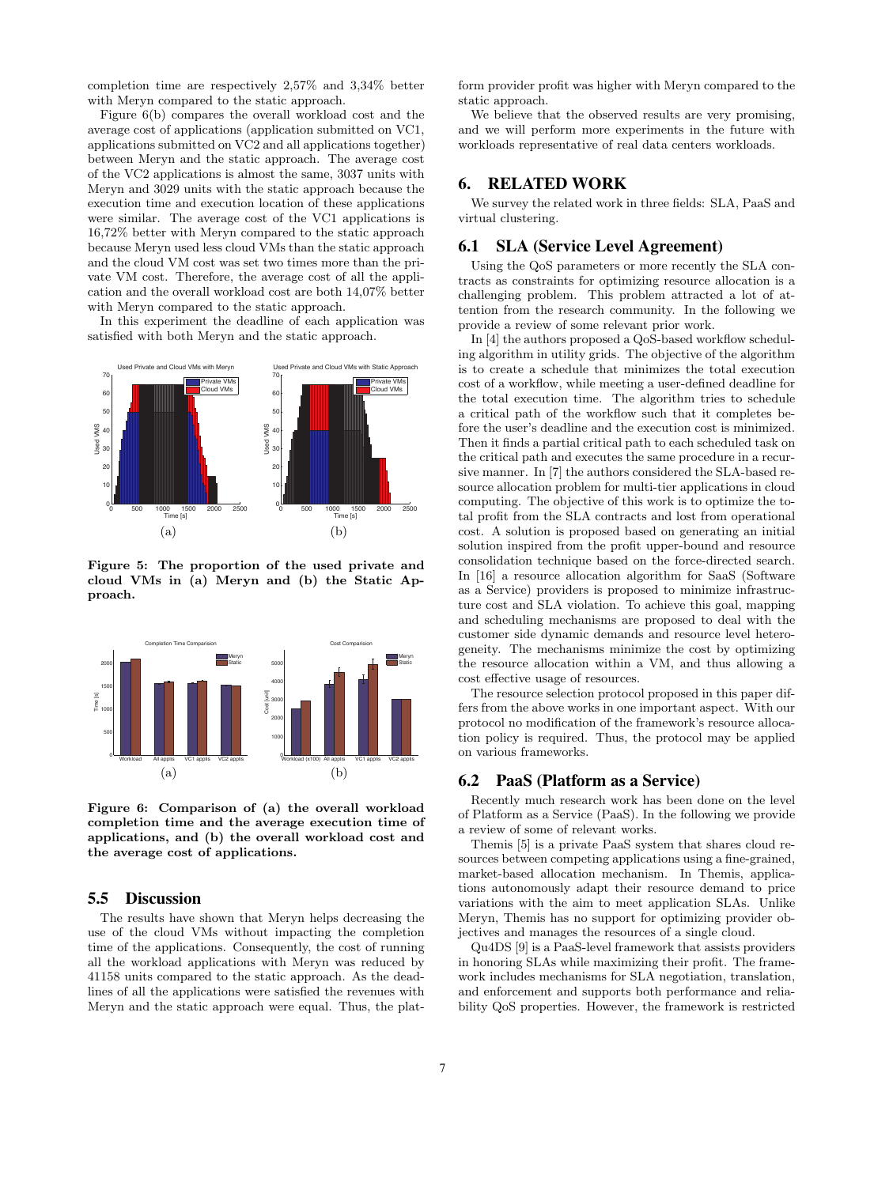completion time are respectively 2,57% and 3,34% better with Meryn compared to the static approach.

Figure 6(b) compares the overall workload cost and the average cost of applications (application submitted on VC1, applications submitted on VC2 and all applications together) between Meryn and the static approach. The average cost of the VC2 applications is almost the same, 3037 units with Meryn and 3029 units with the static approach because the execution time and execution location of these applications were similar. The average cost of the VC1 applications is 16,72% better with Meryn compared to the static approach because Meryn used less cloud VMs than the static approach and the cloud VM cost was set two times more than the private VM cost. Therefore, the average cost of all the application and the overall workload cost are both 14,07% better with Meryn compared to the static approach.

In this experiment the deadline of each application was satisfied with both Meryn and the static approach.

**Figure 5: The proportion of the used private and cloud VMs in (a) Meryn and (b) the Static Approach.**

**Figure 6: Comparison of (a) the overall workload completion time and the average execution time of applications, and (b) the overall workload cost and the average cost of applications.**

## 5.5 Discussion

The results have shown that Meryn helps decreasing the use of the cloud VMs without impacting the completion time of the applications. Consequently, the cost of running all the workload applications with Meryn was reduced by 41158 units compared to the static approach. As the deadlines of all the applications were satisfied the revenues with Meryn and the static approach were equal. Thus, the platform provider profit was higher with Meryn compared to the static approach.

We believe that the observed results are very promising, and we will perform more experiments in the future with workloads representative of real data centers workloads.

# 6. RELATED WORK

We survey the related work in three fields: SLA, PaaS and virtual clustering.

## 6.1 SLA (Service Level Agreement)

Using the QoS parameters or more recently the SLA contracts as constraints for optimizing resource allocation is a challenging problem. This problem attracted a lot of attention from the research community. In the following we provide a review of some relevant prior work.

In [4] the authors proposed a QoS-based workflow scheduling algorithm in utility grids. The objective of the algorithm is to create a schedule that minimizes the total execution cost of a workflow, while meeting a user-defined deadline for the total execution time. The algorithm tries to schedule a critical path of the workflow such that it completes before the user's deadline and the execution cost is minimized. Then it finds a partial critical path to each scheduled task on the critical path and executes the same procedure in a recursive manner. In [7] the authors considered the SLA-based resource allocation problem for multi-tier applications in cloud computing. The objective of this work is to optimize the total profit from the SLA contracts and lost from operational cost. A solution is proposed based on generating an initial solution inspired from the profit upper-bound and resource consolidation technique based on the force-directed search. In [16] a resource allocation algorithm for SaaS (Software as a Service) providers is proposed to minimize infrastructure cost and SLA violation. To achieve this goal, mapping and scheduling mechanisms are proposed to deal with the customer side dynamic demands and resource level heterogeneity. The mechanisms minimize the cost by optimizing the resource allocation within a VM, and thus allowing a cost effective usage of resources.

The resource selection protocol proposed in this paper differs from the above works in one important aspect. With our protocol no modification of the framework's resource allocation policy is required. Thus, the protocol may be applied on various frameworks.

## 6.2 PaaS (Platform as a Service)

Recently much research work has been done on the level of Platform as a Service (PaaS). In the following we provide a review of some of relevant works.

Themis [5] is a private PaaS system that shares cloud resources between competing applications using a fine-grained, market-based allocation mechanism. In Themis, applications autonomously adapt their resource demand to price variations with the aim to meet application SLAs. Unlike Meryn, Themis has no support for optimizing provider objectives and manages the resources of a single cloud.

Qu4DS [9] is a PaaS-level framework that assists providers in honoring SLAs while maximizing their profit. The framework includes mechanisms for SLA negotiation, translation, and enforcement and supports both performance and reliability QoS properties. However, the framework is restricted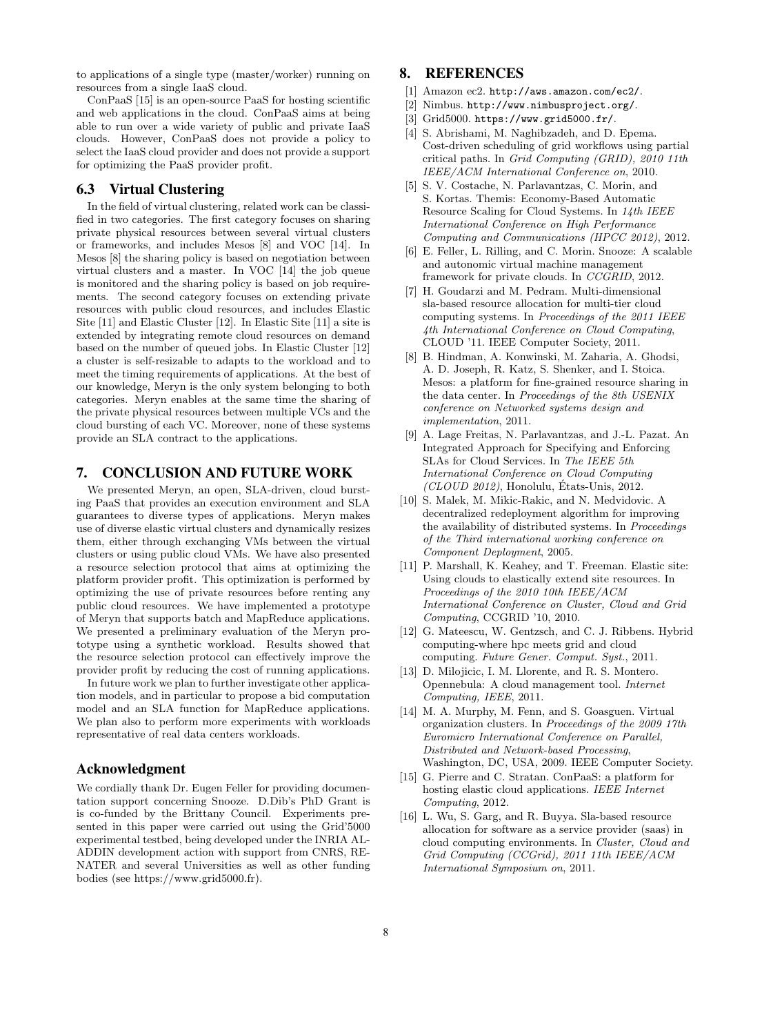to applications of a single type (master/worker) running on resources from a single IaaS cloud.

ConPaaS [15] is an open-source PaaS for hosting scientific and web applications in the cloud. ConPaaS aims at being able to run over a wide variety of public and private IaaS clouds. However, ConPaaS does not provide a policy to select the IaaS cloud provider and does not provide a support for optimizing the PaaS provider profit.

### 6.3 Virtual Clustering

In the field of virtual clustering, related work can be classified in two categories. The first category focuses on sharing private physical resources between several virtual clusters or frameworks, and includes Mesos [8] and VOC [14]. In Mesos [8] the sharing policy is based on negotiation between virtual clusters and a master. In VOC [14] the job queue is monitored and the sharing policy is based on job requirements. The second category focuses on extending private resources with public cloud resources, and includes Elastic Site [11] and Elastic Cluster [12]. In Elastic Site [11] a site is extended by integrating remote cloud resources on demand based on the number of queued jobs. In Elastic Cluster [12] a cluster is self-resizable to adapts to the workload and to meet the timing requirements of applications. At the best of our knowledge, Meryn is the only system belonging to both categories. Meryn enables at the same time the sharing of the private physical resources between multiple VCs and the cloud bursting of each VC. Moreover, none of these systems provide an SLA contract to the applications.

## 7. CONCLUSION AND FUTURE WORK

We presented Meryn, an open, SLA-driven, cloud bursting PaaS that provides an execution environment and SLA guarantees to diverse types of applications. Meryn makes use of diverse elastic virtual clusters and dynamically resizes them, either through exchanging VMs between the virtual clusters or using public cloud VMs. We have also presented a resource selection protocol that aims at optimizing the platform provider profit. This optimization is performed by optimizing the use of private resources before renting any public cloud resources. We have implemented a prototype of Meryn that supports batch and MapReduce applications. We presented a preliminary evaluation of the Meryn prototype using a synthetic workload. Results showed that the resource selection protocol can effectively improve the provider profit by reducing the cost of running applications.

In future work we plan to further investigate other application models, and in particular to propose a bid computation model and an SLA function for MapReduce applications. We plan also to perform more experiments with workloads representative of real data centers workloads.

### Acknowledgment

We cordially thank Dr. Eugen Feller for providing documentation support concerning Snooze. D.Dib's PhD Grant is is co-funded by the Brittany Council. Experiments presented in this paper were carried out using the Grid'5000 experimental testbed, being developed under the INRIA ALADDIN development action with support from CNRS, RENATER and several Universities as well as other funding bodies (see https://www.grid5000.fr).

## 8. REFERENCES

[1] Amazon ec2. http://aws.amazon.com/ec2/.

[2] Nimbus. http://www.nimbusproject.org/.

[3] Grid5000. https://www.grid5000.fr/.

[4] S. Abrishami, M. Naghibzadeh, and D. Epema. Cost-driven scheduling of grid workflows using partial critical paths. In *Grid Computing (GRID), 2010 11th IEEE/ACM International Conference on*, 2010.

[5] S. V. Costache, N. Parlavantzas, C. Morin, and S. Kortas. Themis: Economy-Based Automatic Resource Scaling for Cloud Systems. In *14th IEEE International Conference on High Performance Computing and Communications (HPCC 2012)*, 2012.

[6] E. Feller, L. Rilling, and C. Morin. Snooze: A scalable and autonomic virtual machine management framework for private clouds. In *CCGRID*, 2012.

[7] H. Goudarzi and M. Pedram. Multi-dimensional sla-based resource allocation for multi-tier cloud computing systems. In *Proceedings of the 2011 IEEE 4th International Conference on Cloud Computing*, CLOUD '11. IEEE Computer Society, 2011.

[8] B. Hindman, A. Konwinski, M. Zaharia, A. Ghodsi, A. D. Joseph, R. Katz, S. Shenker, and I. Stoica. Mesos: a platform for fine-grained resource sharing in the data center. In *Proceedings of the 8th USENIX conference on Networked systems design and implementation*, 2011.

[9] A. Lage Freitas, N. Parlavantzas, and J.-L. Pazat. An Integrated Approach for Specifying and Enforcing SLAs for Cloud Services. In *The IEEE 5th International Conference on Cloud Computing (CLOUD 2012)*, Honolulu, États-Unis, 2012.

[10] S. Malek, M. Mikic-Rakic, and N. Medvidovic. A decentralized redeployment algorithm for improving the availability of distributed systems. In *Proceedings of the Third international working conference on Component Deployment*, 2005.

[11] P. Marshall, K. Keahey, and T. Freeman. Elastic site: Using clouds to elastically extend site resources. In *Proceedings of the 2010 10th IEEE/ACM International Conference on Cluster, Cloud and Grid Computing*, CCGRID '10, 2010.

[12] G. Mateescu, W. Gentzsch, and C. J. Ribbens. Hybrid computing-where hpc meets grid and cloud computing. *Future Gener. Comput. Syst.*, 2011.

[13] D. Milojicic, I. M. Llorente, and R. S. Montero. Opennebula: A cloud management tool. *Internet Computing, IEEE*, 2011.

[14] M. A. Murphy, M. Fenn, and S. Goasguen. Virtual organization clusters. In *Proceedings of the 2009 17th Euromicro International Conference on Parallel, Distributed and Network-based Processing*, Washington, DC, USA, 2009. IEEE Computer Society.

[15] G. Pierre and C. Stratan. ConPaaS: a platform for hosting elastic cloud applications. *IEEE Internet Computing*, 2012.

[16] L. Wu, S. Garg, and R. Buyya. Sla-based resource allocation for software as a service provider (saas) in cloud computing environments. In *Cluster, Cloud and Grid Computing (CCGrid), 2011 11th IEEE/ACM International Symposium on*, 2011.